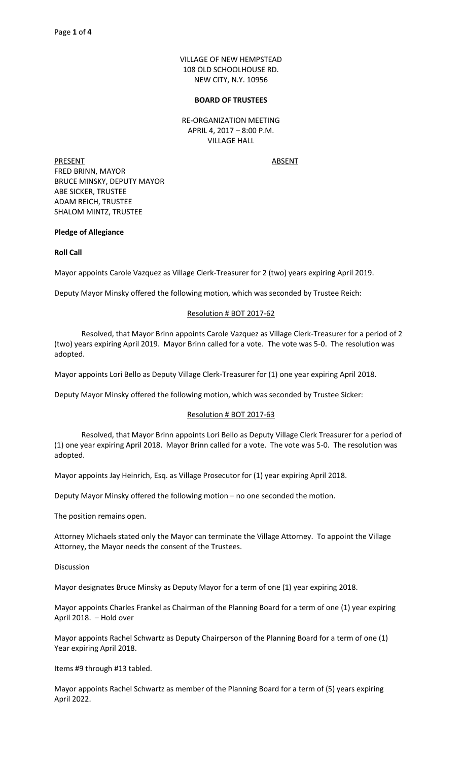VILLAGE OF NEW HEMPSTEAD
108 OLD SCHOOLHOUSE RD.
NEW CITY, N.Y. 10956

**BOARD OF TRUSTEES**

RE-ORGANIZATION MEETING
APRIL 4, 2017 – 8:00 P.M.
VILLAGE HALL

| PRESENT | ABSENT |
|---|---|
| FRED BRINN, MAYOR | |
| BRUCE MINSKY, DEPUTY MAYOR | |
| ABE SICKER, TRUSTEE | |
| ADAM REICH, TRUSTEE | |
| SHALOM MINTZ, TRUSTEE | |

**Pledge of Allegiance**

**Roll Call**

Mayor appoints Carole Vazquez as Village Clerk-Treasurer for 2 (two) years expiring April 2019.

Deputy Mayor Minsky offered the following motion, which was seconded by Trustee Reich:

Resolution # BOT 2017-62

Resolved, that Mayor Brinn appoints Carole Vazquez as Village Clerk-Treasurer for a period of 2 (two) years expiring April 2019. Mayor Brinn called for a vote. The vote was 5-0. The resolution was adopted.

Mayor appoints Lori Bello as Deputy Village Clerk-Treasurer for (1) one year expiring April 2018.

Deputy Mayor Minsky offered the following motion, which was seconded by Trustee Sicker:

Resolution # BOT 2017-63

Resolved, that Mayor Brinn appoints Lori Bello as Deputy Village Clerk Treasurer for a period of (1) one year expiring April 2018. Mayor Brinn called for a vote. The vote was 5-0. The resolution was adopted.

Mayor appoints Jay Heinrich, Esq. as Village Prosecutor for (1) year expiring April 2018.

Deputy Mayor Minsky offered the following motion – no one seconded the motion.

The position remains open.

Attorney Michaels stated only the Mayor can terminate the Village Attorney. To appoint the Village Attorney, the Mayor needs the consent of the Trustees.

Discussion

Mayor designates Bruce Minsky as Deputy Mayor for a term of one (1) year expiring 2018.

Mayor appoints Charles Frankel as Chairman of the Planning Board for a term of one (1) year expiring April 2018. – Hold over

Mayor appoints Rachel Schwartz as Deputy Chairperson of the Planning Board for a term of one (1) Year expiring April 2018.

Items #9 through #13 tabled.

Mayor appoints Rachel Schwartz as member of the Planning Board for a term of (5) years expiring April 2022.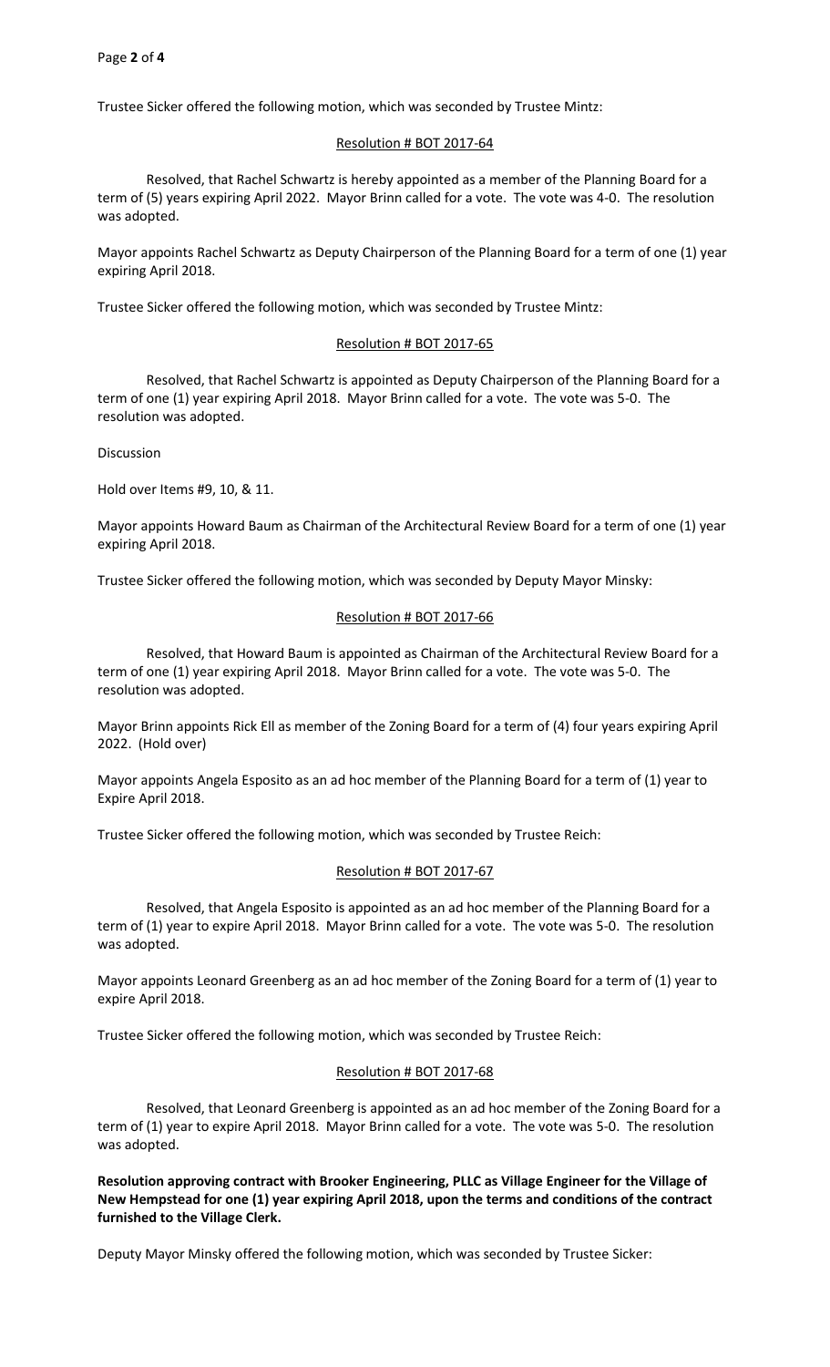Trustee Sicker offered the following motion, which was seconded by Trustee Mintz:

Resolution # BOT 2017-64

Resolved, that Rachel Schwartz is hereby appointed as a member of the Planning Board for a term of (5) years expiring April 2022. Mayor Brinn called for a vote. The vote was 4-0. The resolution was adopted.

Mayor appoints Rachel Schwartz as Deputy Chairperson of the Planning Board for a term of one (1) year expiring April 2018.

Trustee Sicker offered the following motion, which was seconded by Trustee Mintz:

Resolution # BOT 2017-65

Resolved, that Rachel Schwartz is appointed as Deputy Chairperson of the Planning Board for a term of one (1) year expiring April 2018. Mayor Brinn called for a vote. The vote was 5-0. The resolution was adopted.

Discussion

Hold over Items #9, 10, & 11.

Mayor appoints Howard Baum as Chairman of the Architectural Review Board for a term of one (1) year expiring April 2018.

Trustee Sicker offered the following motion, which was seconded by Deputy Mayor Minsky:

Resolution # BOT 2017-66

Resolved, that Howard Baum is appointed as Chairman of the Architectural Review Board for a term of one (1) year expiring April 2018. Mayor Brinn called for a vote. The vote was 5-0. The resolution was adopted.

Mayor Brinn appoints Rick Ell as member of the Zoning Board for a term of (4) four years expiring April 2022. (Hold over)

Mayor appoints Angela Esposito as an ad hoc member of the Planning Board for a term of (1) year to Expire April 2018.

Trustee Sicker offered the following motion, which was seconded by Trustee Reich:

Resolution # BOT 2017-67

Resolved, that Angela Esposito is appointed as an ad hoc member of the Planning Board for a term of (1) year to expire April 2018. Mayor Brinn called for a vote. The vote was 5-0. The resolution was adopted.

Mayor appoints Leonard Greenberg as an ad hoc member of the Zoning Board for a term of (1) year to expire April 2018.

Trustee Sicker offered the following motion, which was seconded by Trustee Reich:

Resolution # BOT 2017-68

Resolved, that Leonard Greenberg is appointed as an ad hoc member of the Zoning Board for a term of (1) year to expire April 2018. Mayor Brinn called for a vote. The vote was 5-0. The resolution was adopted.

**Resolution approving contract with Brooker Engineering, PLLC as Village Engineer for the Village of New Hempstead for one (1) year expiring April 2018, upon the terms and conditions of the contract furnished to the Village Clerk.**

Deputy Mayor Minsky offered the following motion, which was seconded by Trustee Sicker: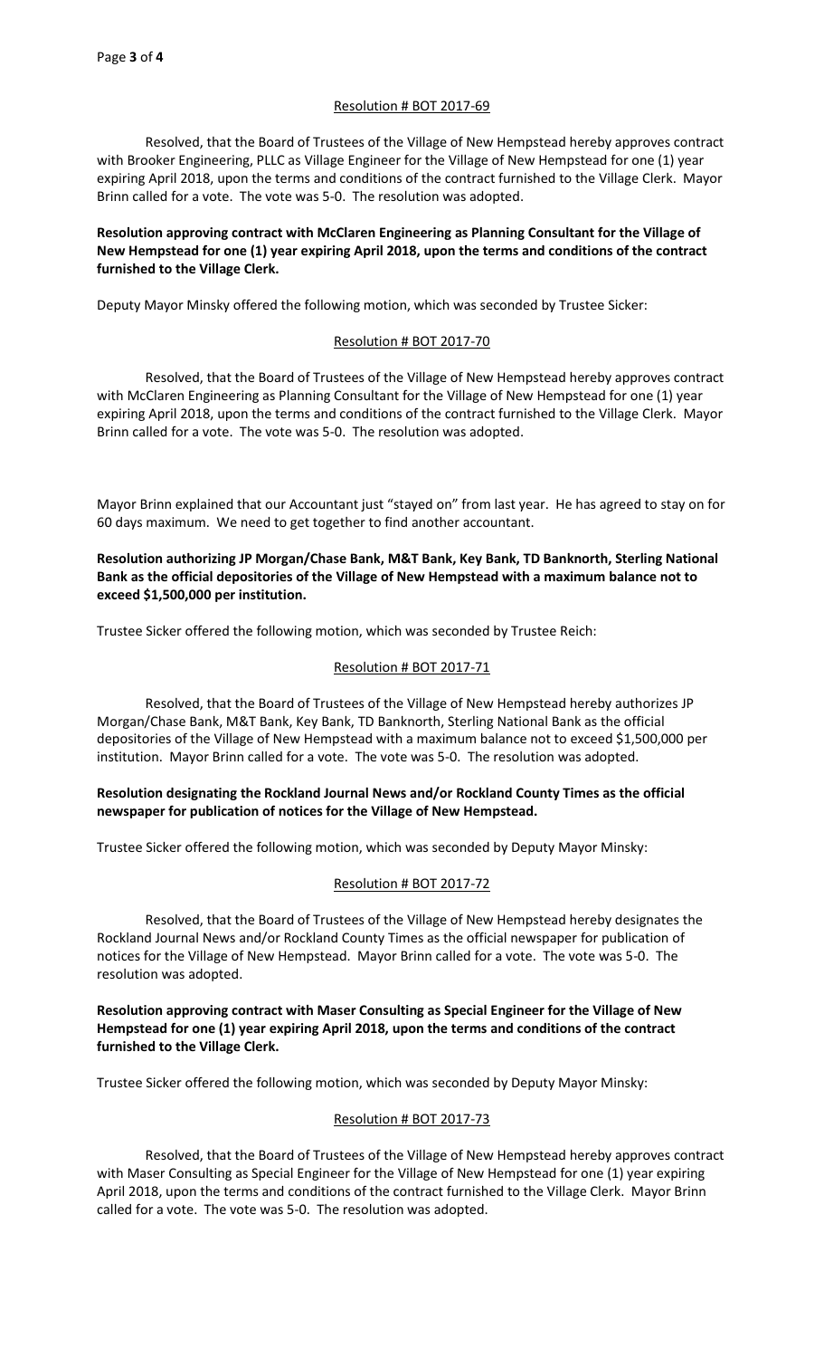Resolution # BOT 2017-69

Resolved, that the Board of Trustees of the Village of New Hempstead hereby approves contract with Brooker Engineering, PLLC as Village Engineer for the Village of New Hempstead for one (1) year expiring April 2018, upon the terms and conditions of the contract furnished to the Village Clerk. Mayor Brinn called for a vote. The vote was 5-0. The resolution was adopted.

**Resolution approving contract with McClaren Engineering as Planning Consultant for the Village of New Hempstead for one (1) year expiring April 2018, upon the terms and conditions of the contract furnished to the Village Clerk.**

Deputy Mayor Minsky offered the following motion, which was seconded by Trustee Sicker:

Resolution # BOT 2017-70

Resolved, that the Board of Trustees of the Village of New Hempstead hereby approves contract with McClaren Engineering as Planning Consultant for the Village of New Hempstead for one (1) year expiring April 2018, upon the terms and conditions of the contract furnished to the Village Clerk. Mayor Brinn called for a vote. The vote was 5-0. The resolution was adopted.

Mayor Brinn explained that our Accountant just "stayed on" from last year. He has agreed to stay on for 60 days maximum. We need to get together to find another accountant.

**Resolution authorizing JP Morgan/Chase Bank, M&T Bank, Key Bank, TD Banknorth, Sterling National Bank as the official depositories of the Village of New Hempstead with a maximum balance not to exceed $1,500,000 per institution.**

Trustee Sicker offered the following motion, which was seconded by Trustee Reich:

Resolution # BOT 2017-71

Resolved, that the Board of Trustees of the Village of New Hempstead hereby authorizes JP Morgan/Chase Bank, M&T Bank, Key Bank, TD Banknorth, Sterling National Bank as the official depositories of the Village of New Hempstead with a maximum balance not to exceed $1,500,000 per institution. Mayor Brinn called for a vote. The vote was 5-0. The resolution was adopted.

**Resolution designating the Rockland Journal News and/or Rockland County Times as the official newspaper for publication of notices for the Village of New Hempstead.**

Trustee Sicker offered the following motion, which was seconded by Deputy Mayor Minsky:

Resolution # BOT 2017-72

Resolved, that the Board of Trustees of the Village of New Hempstead hereby designates the Rockland Journal News and/or Rockland County Times as the official newspaper for publication of notices for the Village of New Hempstead. Mayor Brinn called for a vote. The vote was 5-0. The resolution was adopted.

**Resolution approving contract with Maser Consulting as Special Engineer for the Village of New Hempstead for one (1) year expiring April 2018, upon the terms and conditions of the contract furnished to the Village Clerk.**

Trustee Sicker offered the following motion, which was seconded by Deputy Mayor Minsky:

Resolution # BOT 2017-73

Resolved, that the Board of Trustees of the Village of New Hempstead hereby approves contract with Maser Consulting as Special Engineer for the Village of New Hempstead for one (1) year expiring April 2018, upon the terms and conditions of the contract furnished to the Village Clerk. Mayor Brinn called for a vote. The vote was 5-0. The resolution was adopted.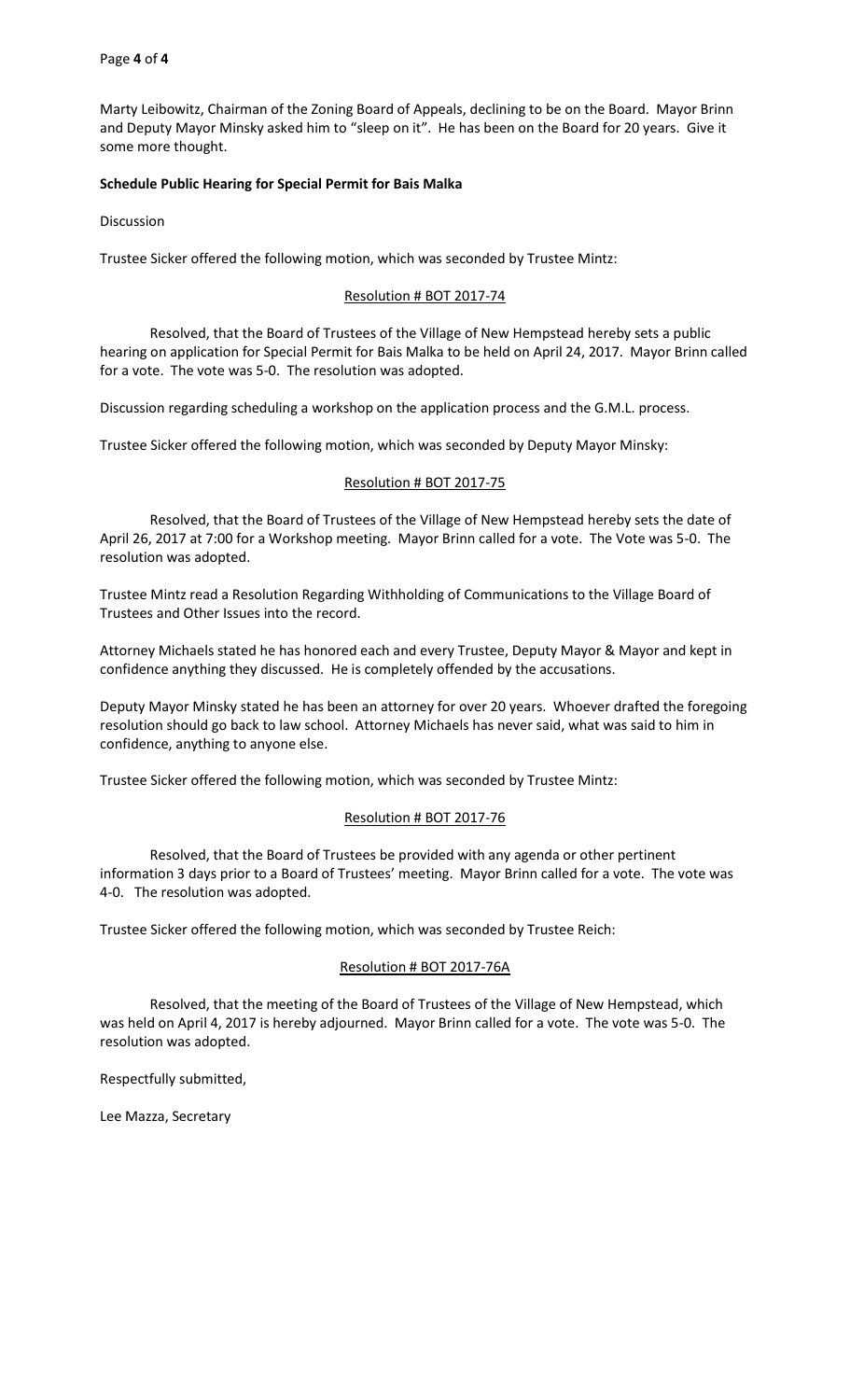Marty Leibowitz, Chairman of the Zoning Board of Appeals, declining to be on the Board. Mayor Brinn and Deputy Mayor Minsky asked him to "sleep on it". He has been on the Board for 20 years. Give it some more thought.

**Schedule Public Hearing for Special Permit for Bais Malka**

Discussion

Trustee Sicker offered the following motion, which was seconded by Trustee Mintz:

Resolution # BOT 2017-74

Resolved, that the Board of Trustees of the Village of New Hempstead hereby sets a public hearing on application for Special Permit for Bais Malka to be held on April 24, 2017. Mayor Brinn called for a vote. The vote was 5-0. The resolution was adopted.

Discussion regarding scheduling a workshop on the application process and the G.M.L. process.

Trustee Sicker offered the following motion, which was seconded by Deputy Mayor Minsky:

Resolution # BOT 2017-75

Resolved, that the Board of Trustees of the Village of New Hempstead hereby sets the date of April 26, 2017 at 7:00 for a Workshop meeting. Mayor Brinn called for a vote. The Vote was 5-0. The resolution was adopted.

Trustee Mintz read a Resolution Regarding Withholding of Communications to the Village Board of Trustees and Other Issues into the record.

Attorney Michaels stated he has honored each and every Trustee, Deputy Mayor & Mayor and kept in confidence anything they discussed. He is completely offended by the accusations.

Deputy Mayor Minsky stated he has been an attorney for over 20 years. Whoever drafted the foregoing resolution should go back to law school. Attorney Michaels has never said, what was said to him in confidence, anything to anyone else.

Trustee Sicker offered the following motion, which was seconded by Trustee Mintz:

Resolution # BOT 2017-76

Resolved, that the Board of Trustees be provided with any agenda or other pertinent information 3 days prior to a Board of Trustees' meeting. Mayor Brinn called for a vote. The vote was 4-0. The resolution was adopted.

Trustee Sicker offered the following motion, which was seconded by Trustee Reich:

Resolution # BOT 2017-76A

Resolved, that the meeting of the Board of Trustees of the Village of New Hempstead, which was held on April 4, 2017 is hereby adjourned. Mayor Brinn called for a vote. The vote was 5-0. The resolution was adopted.

Respectfully submitted,

Lee Mazza, Secretary